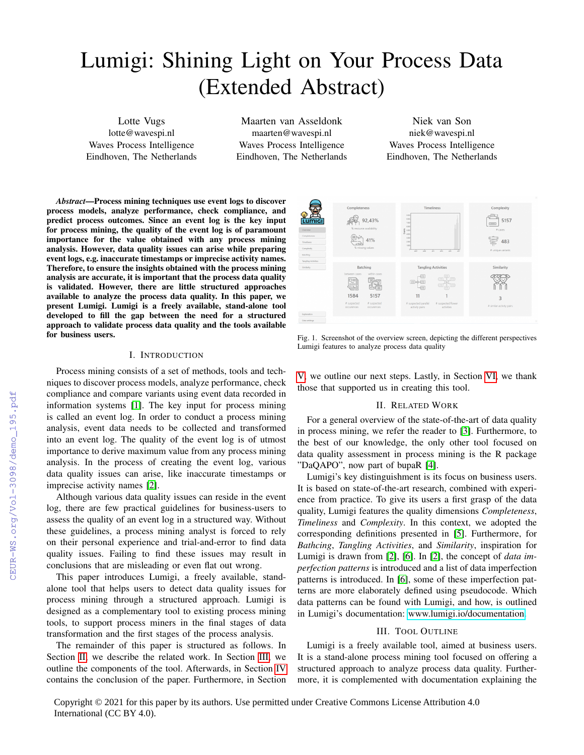# Lumigi: Shining Light on Your Process Data (Extended Abstract)

Lotte Vugs
lotte@wavespi.nl
Waves Process Intelligence
Eindhoven, The Netherlands

Maarten van Asseldonk
maarten@wavespi.nl
Waves Process Intelligence
Eindhoven, The Netherlands

Niek van Son
niek@wavespi.nl
Waves Process Intelligence
Eindhoven, The Netherlands

***Abstract*—Process mining techniques use event logs to discover process models, analyze performance, check compliance, and predict process outcomes. Since an event log is the key input for process mining, the quality of the event log is of paramount importance for the value obtained with any process mining analysis. However, data quality issues can arise while preparing event logs, e.g. inaccurate timestamps or imprecise activity names. Therefore, to ensure the insights obtained with the process mining analysis are accurate, it is important that the process data quality is validated. However, there are little structured approaches available to analyze the process data quality. In this paper, we present Lumigi. Lumigi is a freely available, stand-alone tool developed to fill the gap between the need for a structured approach to validate process data quality and the tools available for business users.**

## I. Introduction

Process mining consists of a set of methods, tools and techniques to discover process models, analyze performance, check compliance and compare variants using event data recorded in information systems [1]. The key input for process mining is called an event log. In order to conduct a process mining analysis, event data needs to be collected and transformed into an event log. The quality of the event log is of utmost importance to derive maximum value from any process mining analysis. In the process of creating the event log, various data quality issues can arise, like inaccurate timestamps or imprecise activity names [2].

Although various data quality issues can reside in the event log, there are few practical guidelines for business-users to assess the quality of an event log in a structured way. Without these guidelines, a process mining analyst is forced to rely on their personal experience and trial-and-error to find data quality issues. Failing to find these issues may result in conclusions that are misleading or even flat out wrong.

This paper introduces Lumigi, a freely available, stand-alone tool that helps users to detect data quality issues for process mining through a structured approach. Lumigi is designed as a complementary tool to existing process mining tools, to support process miners in the final stages of data transformation and the first stages of the process analysis.

The remainder of this paper is structured as follows. In Section II, we describe the related work. In Section III, we outline the components of the tool. Afterwards, in Section IV contains the conclusion of the paper. Furthermore, in Section V, we outline our next steps. Lastly, in Section VI, we thank those that supported us in creating this tool.

Fig. 1. Screenshot of the overview screen, depicting the different perspectives Lumigi features to analyze process data quality

## II. Related Work

For a general overview of the state-of-the-art of data quality in process mining, we refer the reader to [3]. Furthermore, to the best of our knowledge, the only other tool focused on data quality assessment in process mining is the R package "DaQAPO", now part of bupaR [4].

Lumigi's key distinguishment is its focus on business users. It is based on state-of-the-art research, combined with experience from practice. To give its users a first grasp of the data quality, Lumigi features the quality dimensions *Completeness*, *Timeliness* and *Complexity*. In this context, we adopted the corresponding definitions presented in [5]. Furthermore, for *Bathcing*, *Tangling Activities*, and *Similarity*, inspiration for Lumigi is drawn from [2], [6]. In [2], the concept of *data imperfection patterns* is introduced and a list of data imperfection patterns is introduced. In [6], some of these imperfection patterns are more elaborately defined using pseudocode. Which data patterns can be found with Lumigi, and how, is outlined in Lumigi's documentation: www.lumigi.io/documentation.

## III. Tool Outline

Lumigi is a freely available tool, aimed at business users. It is a stand-alone process mining tool focused on offering a structured approach to analyze process data quality. Furthermore, it is complemented with documentation explaining the

Copyright © 2021 for this paper by its authors. Use permitted under Creative Commons License Attribution 4.0 International (CC BY 4.0).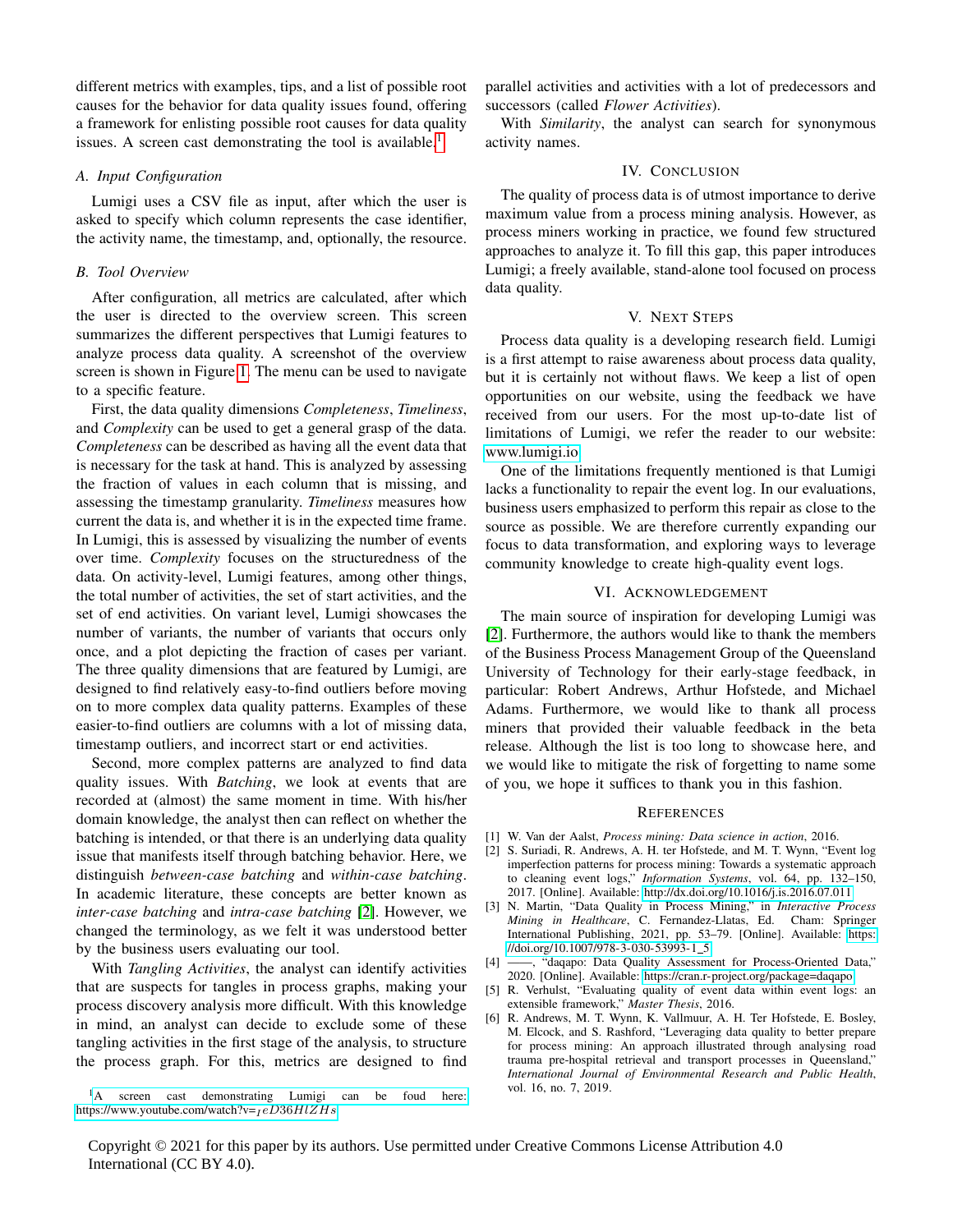different metrics with examples, tips, and a list of possible root causes for the behavior for data quality issues found, offering a framework for enlisting possible root causes for data quality issues. A screen cast demonstrating the tool is available.[1]

### A. Input Configuration

Lumigi uses a CSV file as input, after which the user is asked to specify which column represents the case identifier, the activity name, the timestamp, and, optionally, the resource.

### B. Tool Overview

After configuration, all metrics are calculated, after which the user is directed to the overview screen. This screen summarizes the different perspectives that Lumigi features to analyze process data quality. A screenshot of the overview screen is shown in Figure 1. The menu can be used to navigate to a specific feature.

First, the data quality dimensions *Completeness*, *Timeliness*, and *Complexity* can be used to get a general grasp of the data. *Completeness* can be described as having all the event data that is necessary for the task at hand. This is analyzed by assessing the fraction of values in each column that is missing, and assessing the timestamp granularity. *Timeliness* measures how current the data is, and whether it is in the expected time frame. In Lumigi, this is assessed by visualizing the number of events over time. *Complexity* focuses on the structuredness of the data. On activity-level, Lumigi features, among other things, the total number of activities, the set of start activities, and the set of end activities. On variant level, Lumigi showcases the number of variants, the number of variants that occurs only once, and a plot depicting the fraction of cases per variant. The three quality dimensions that are featured by Lumigi, are designed to find relatively easy-to-find outliers before moving on to more complex data quality patterns. Examples of these easier-to-find outliers are columns with a lot of missing data, timestamp outliers, and incorrect start or end activities.

Second, more complex patterns are analyzed to find data quality issues. With *Batching*, we look at events that are recorded at (almost) the same moment in time. With his/her domain knowledge, the analyst then can reflect on whether the batching is intended, or that there is an underlying data quality issue that manifests itself through batching behavior. Here, we distinguish *between-case batching* and *within-case batching*. In academic literature, these concepts are better known as *inter-case batching* and *intra-case batching* [2]. However, we changed the terminology, as we felt it was understood better by the business users evaluating our tool.

With *Tangling Activities*, the analyst can identify activities that are suspects for tangles in process graphs, making your process discovery analysis more difficult. With this knowledge in mind, an analyst can decide to exclude some of these tangling activities in the first stage of the analysis, to structure the process graph. For this, metrics are designed to find parallel activities and activities with a lot of predecessors and successors (called *Flower Activities*).

With *Similarity*, the analyst can search for synonymous activity names.

[1] A screen cast demonstrating Lumigi can be foud here: https://www.youtube.com/watch?v=_IeD36HlZHs

## IV. Conclusion

The quality of process data is of utmost importance to derive maximum value from a process mining analysis. However, as process miners working in practice, we found few structured approaches to analyze it. To fill this gap, this paper introduces Lumigi; a freely available, stand-alone tool focused on process data quality.

## V. Next Steps

Process data quality is a developing research field. Lumigi is a first attempt to raise awareness about process data quality, but it is certainly not without flaws. We keep a list of open opportunities on our website, using the feedback we have received from our users. For the most up-to-date list of limitations of Lumigi, we refer the reader to our website: www.lumigi.io

One of the limitations frequently mentioned is that Lumigi lacks a functionality to repair the event log. In our evaluations, business users emphasized to perform this repair as close to the source as possible. We are therefore currently expanding our focus to data transformation, and exploring ways to leverage community knowledge to create high-quality event logs.

## VI. Acknowledgement

The main source of inspiration for developing Lumigi was [2]. Furthermore, the authors would like to thank the members of the Business Process Management Group of the Queensland University of Technology for their early-stage feedback, in particular: Robert Andrews, Arthur Hofstede, and Michael Adams. Furthermore, we would like to thank all process miners that provided their valuable feedback in the beta release. Although the list is too long to showcase here, and we would like to mitigate the risk of forgetting to name some of you, we hope it suffices to thank you in this fashion.

## References

[1] W. Van der Aalst, *Process mining: Data science in action*, 2016.

[2] S. Suriadi, R. Andrews, A. H. ter Hofstede, and M. T. Wynn, "Event log imperfection patterns for process mining: Towards a systematic approach to cleaning event logs," *Information Systems*, vol. 64, pp. 132–150, 2017. [Online]. Available: http://dx.doi.org/10.1016/j.is.2016.07.011

[3] N. Martin, "Data Quality in Process Mining," in *Interactive Process Mining in Healthcare*, C. Fernandez-Llatas, Ed. Cham: Springer International Publishing, 2021, pp. 53–79. [Online]. Available: https://doi.org/10.1007/978-3-030-53993-1_5

[4] ——, "daqapo: Data Quality Assessment for Process-Oriented Data," 2020. [Online]. Available: https://cran.r-project.org/package=daqapo

[5] R. Verhulst, "Evaluating quality of event data within event logs: an extensible framework," *Master Thesis*, 2016.

[6] R. Andrews, M. T. Wynn, K. Vallmuur, A. H. Ter Hofstede, E. Bosley, M. Elcock, and S. Rashford, "Leveraging data quality to better prepare for process mining: An approach illustrated through analysing road trauma pre-hospital retrieval and transport processes in Queensland," *International Journal of Environmental Research and Public Health*, vol. 16, no. 7, 2019.

Copyright © 2021 for this paper by its authors. Use permitted under Creative Commons License Attribution 4.0 International (CC BY 4.0).